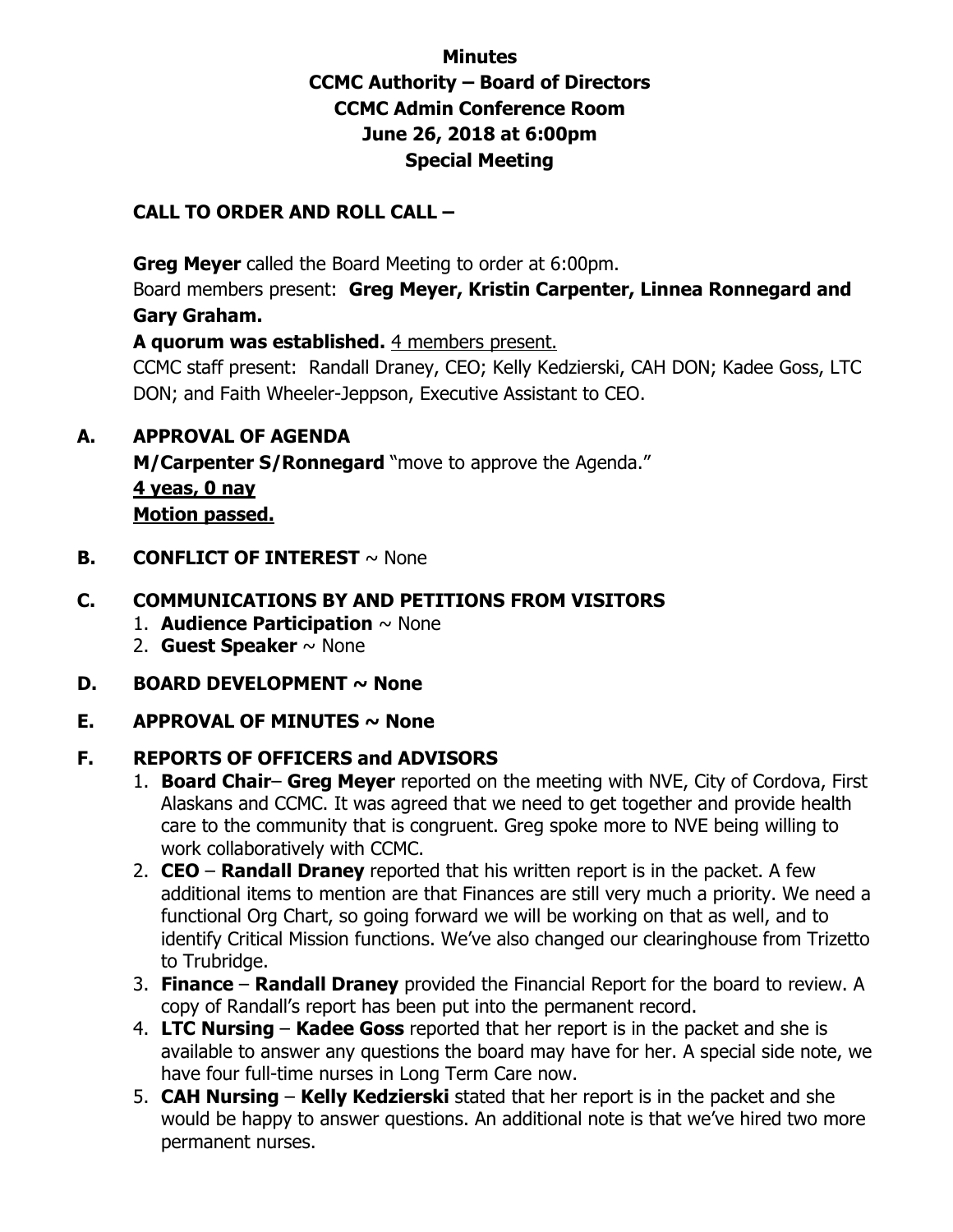# Minutes
# CCMC Authority – Board of Directors
# CCMC Admin Conference Room
# June 26, 2018 at 6:00pm
# Special Meeting

## CALL TO ORDER AND ROLL CALL –

**Greg Meyer** called the Board Meeting to order at 6:00pm.

Board members present: **Greg Meyer, Kristin Carpenter, Linnea Ronnegard and Gary Graham.**

**A quorum was established.** 4 members present.

CCMC staff present: Randall Draney, CEO; Kelly Kedzierski, CAH DON; Kadee Goss, LTC DON; and Faith Wheeler-Jeppson, Executive Assistant to CEO.

## A. APPROVAL OF AGENDA

**M/Carpenter S/Ronnegard** "move to approve the Agenda."

**4 yeas, 0 nay**

**Motion passed.**

## B. CONFLICT OF INTEREST ~ None

## C. COMMUNICATIONS BY AND PETITIONS FROM VISITORS

1. **Audience Participation** ~ None
2. **Guest Speaker** ~ None

## D. BOARD DEVELOPMENT ~ None

## E. APPROVAL OF MINUTES ~ None

## F. REPORTS OF OFFICERS and ADVISORS

1. **Board Chair**– **Greg Meyer** reported on the meeting with NVE, City of Cordova, First Alaskans and CCMC. It was agreed that we need to get together and provide health care to the community that is congruent. Greg spoke more to NVE being willing to work collaboratively with CCMC.
2. **CEO** – **Randall Draney** reported that his written report is in the packet. A few additional items to mention are that Finances are still very much a priority. We need a functional Org Chart, so going forward we will be working on that as well, and to identify Critical Mission functions. We've also changed our clearinghouse from Trizetto to Trubridge.
3. **Finance** – **Randall Draney** provided the Financial Report for the board to review. A copy of Randall's report has been put into the permanent record.
4. **LTC Nursing** – **Kadee Goss** reported that her report is in the packet and she is available to answer any questions the board may have for her. A special side note, we have four full-time nurses in Long Term Care now.
5. **CAH Nursing** – **Kelly Kedzierski** stated that her report is in the packet and she would be happy to answer questions. An additional note is that we've hired two more permanent nurses.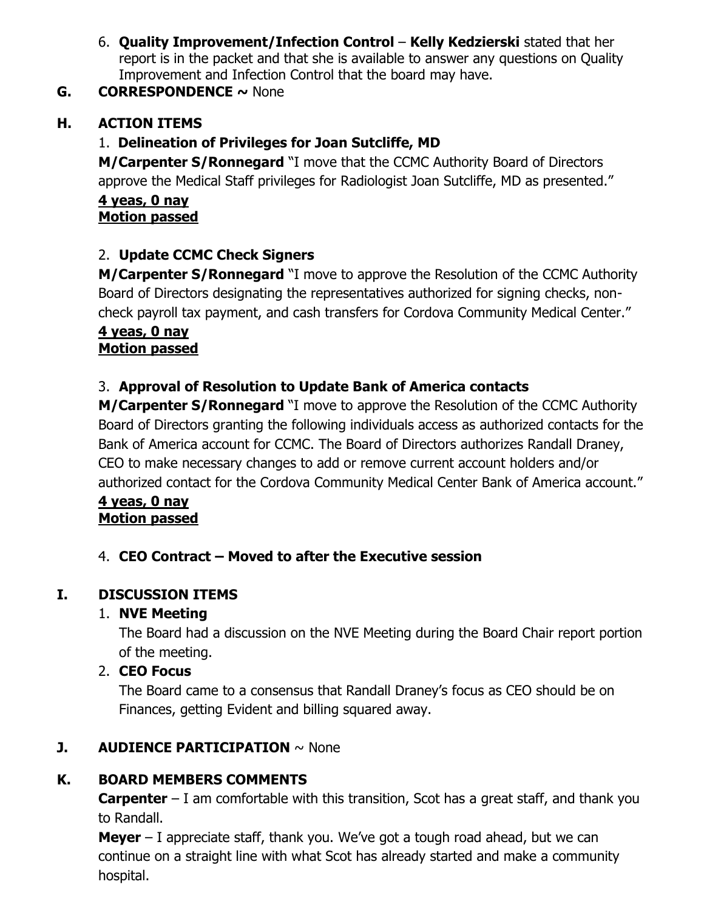6. **Quality Improvement/Infection Control** – **Kelly Kedzierski** stated that her report is in the packet and that she is available to answer any questions on Quality Improvement and Infection Control that the board may have.

## G. CORRESPONDENCE ~ None

## H. ACTION ITEMS

1. **Delineation of Privileges for Joan Sutcliffe, MD**

**M/Carpenter S/Ronnegard** "I move that the CCMC Authority Board of Directors approve the Medical Staff privileges for Radiologist Joan Sutcliffe, MD as presented."

**4 yeas, 0 nay**
**Motion passed**

2. **Update CCMC Check Signers**

**M/Carpenter S/Ronnegard** "I move to approve the Resolution of the CCMC Authority Board of Directors designating the representatives authorized for signing checks, non-check payroll tax payment, and cash transfers for Cordova Community Medical Center."

**4 yeas, 0 nay**
**Motion passed**

3. **Approval of Resolution to Update Bank of America contacts**

**M/Carpenter S/Ronnegard** "I move to approve the Resolution of the CCMC Authority Board of Directors granting the following individuals access as authorized contacts for the Bank of America account for CCMC. The Board of Directors authorizes Randall Draney, CEO to make necessary changes to add or remove current account holders and/or authorized contact for the Cordova Community Medical Center Bank of America account."

**4 yeas, 0 nay**
**Motion passed**

4. **CEO Contract – Moved to after the Executive session**

## I. DISCUSSION ITEMS

1. **NVE Meeting**

   The Board had a discussion on the NVE Meeting during the Board Chair report portion of the meeting.

2. **CEO Focus**

   The Board came to a consensus that Randall Draney's focus as CEO should be on Finances, getting Evident and billing squared away.

## J. AUDIENCE PARTICIPATION ~ None

## K. BOARD MEMBERS COMMENTS

**Carpenter** – I am comfortable with this transition, Scot has a great staff, and thank you to Randall.

**Meyer** – I appreciate staff, thank you. We've got a tough road ahead, but we can continue on a straight line with what Scot has already started and make a community hospital.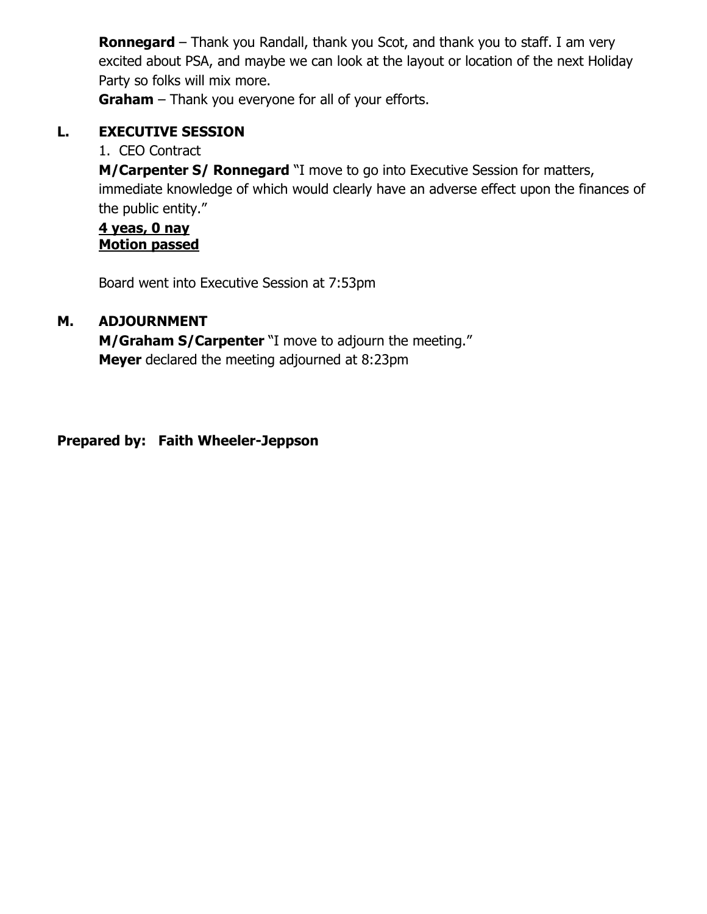**Ronnegard** – Thank you Randall, thank you Scot, and thank you to staff. I am very excited about PSA, and maybe we can look at the layout or location of the next Holiday Party so folks will mix more.

**Graham** – Thank you everyone for all of your efforts.

## L. EXECUTIVE SESSION

1. CEO Contract

**M/Carpenter S/ Ronnegard** "I move to go into Executive Session for matters, immediate knowledge of which would clearly have an adverse effect upon the finances of the public entity."

**4 yeas, 0 nay**
**Motion passed**

Board went into Executive Session at 7:53pm

## M. ADJOURNMENT

**M/Graham S/Carpenter** "I move to adjourn the meeting."
**Meyer** declared the meeting adjourned at 8:23pm

**Prepared by: Faith Wheeler-Jeppson**